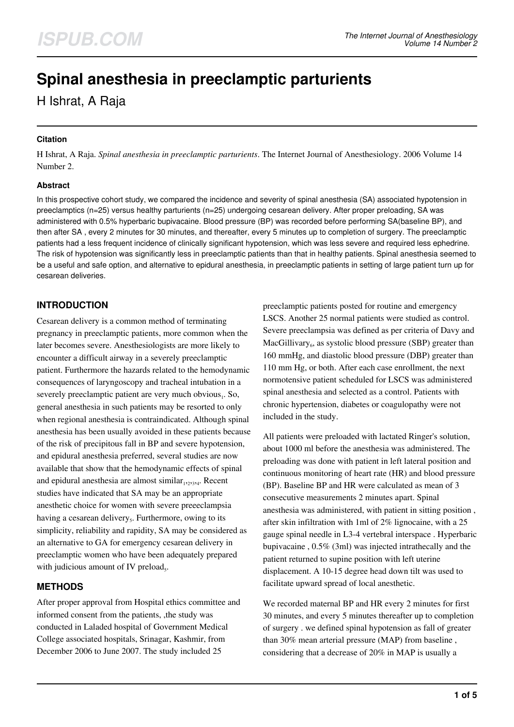# Spinal anesthesia in preeclamptic parturients

H Ishrat, A Raja

### Citation

H Ishrat, A Raja. *Spinal anesthesia in preeclamptic parturients*. The Internet Journal of Anesthesiology. 2006 Volume 14 Number 2.

### Abstract

In this prospective cohort study, we compared the incidence and severity of spinal anesthesia (SA) associated hypotension in preeclamptics (n=25) versus healthy parturients (n=25) undergoing cesarean delivery. After proper preloading, SA was administered with 0.5% hyperbaric bupivacaine. Blood pressure (BP) was recorded before performing SA(baseline BP), and then after SA , every 2 minutes for 30 minutes, and thereafter, every 5 minutes up to completion of surgery. The preeclamptic patients had a less frequent incidence of clinically significant hypotension, which was less severe and required less ephedrine. The risk of hypotension was significantly less in preeclamptic patients than that in healthy patients. Spinal anesthesia seemed to be a useful and safe option, and alternative to epidural anesthesia, in preeclamptic patients in setting of large patient turn up for cesarean deliveries.

## INTRODUCTION

Cesarean delivery is a common method of terminating pregnancy in preeclamptic patients, more common when the later becomes severe. Anesthesiologists are more likely to encounter a difficult airway in a severely preeclamptic patient. Furthermore the hazards related to the hemodynamic consequences of laryngoscopy and tracheal intubation in a severely preeclamptic patient are very much obvious[1]. So, general anesthesia in such patients may be resorted to only when regional anesthesia is contraindicated. Although spinal anesthesia has been usually avoided in these patients because of the risk of precipitous fall in BP and severe hypotension, and epidural anesthesia preferred, several studies are now available that show that the hemodynamic effects of spinal and epidural anesthesia are almost similar[1,2,3,4]. Recent studies have indicated that SA may be an appropriate anesthetic choice for women with severe preeeclampsia having a cesarean delivery[5]. Furthermore, owing to its simplicity, reliability and rapidity, SA may be considered as an alternative to GA for emergency cesarean delivery in preeclamptic women who have been adequately prepared with judicious amount of IV preload[5].

## METHODS

After proper approval from Hospital ethics committee and informed consent from the patients, ,the study was conducted in Laladed hospital of Government Medical College associated hospitals, Srinagar, Kashmir, from December 2006 to June 2007. The study included 25 preeclamptic patients posted for routine and emergency LSCS. Another 25 normal patients were studied as control. Severe preeclampsia was defined as per criteria of Davy and MacGillivary[6], as systolic blood pressure (SBP) greater than 160 mmHg, and diastolic blood pressure (DBP) greater than 110 mm Hg, or both. After each case enrollment, the next normotensive patient scheduled for LSCS was administered spinal anesthesia and selected as a control. Patients with chronic hypertension, diabetes or coagulopathy were not included in the study.

All patients were preloaded with lactated Ringer's solution, about 1000 ml before the anesthesia was administered. The preloading was done with patient in left lateral position and continuous monitoring of heart rate (HR) and blood pressure (BP). Baseline BP and HR were calculated as mean of 3 consecutive measurements 2 minutes apart. Spinal anesthesia was administered, with patient in sitting position , after skin infiltration with 1ml of 2% lignocaine, with a 25 gauge spinal needle in L3-4 vertebral interspace . Hyperbaric bupivacaine , 0.5% (3ml) was injected intrathecally and the patient returned to supine position with left uterine displacement. A 10-15 degree head down tilt was used to facilitate upward spread of local anesthetic.

We recorded maternal BP and HR every 2 minutes for first 30 minutes, and every 5 minutes thereafter up to completion of surgery . we defined spinal hypotension as fall of greater than 30% mean arterial pressure (MAP) from baseline , considering that a decrease of 20% in MAP is usually a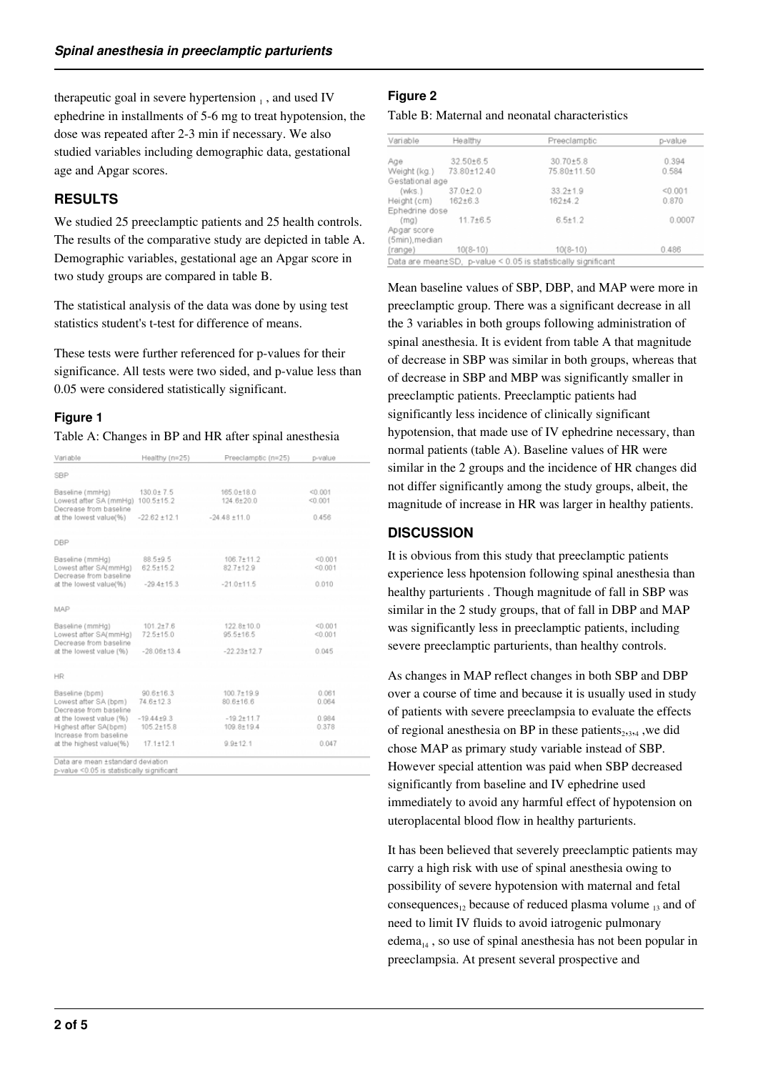therapeutic goal in severe hypertension [1], and used IV ephedrine in installments of 5-6 mg to treat hypotension, the dose was repeated after 2-3 min if necessary. We also studied variables including demographic data, gestational age and Apgar scores.

## RESULTS

We studied 25 preeclamptic patients and 25 health controls. The results of the comparative study are depicted in table A. Demographic variables, gestational age an Apgar score in two study groups are compared in table B.

The statistical analysis of the data was done by using test statistics student's t-test for difference of means.

These tests were further referenced for p-values for their significance. All tests were two sided, and p-value less than 0.05 were considered statistically significant.

### Figure 1

Table A: Changes in BP and HR after spinal anesthesia

| Variable | Healthy (n=25) | Preeclamptic (n=25) | p-value |
|---|---|---|---|
| SBP | | | |
| Baseline (mmHg) | 130.0± 7.5 | 165.0±18.0 | <0.001 |
| Lowest after SA (mmHg) | 100.5±15.2 | 124.6±20.0 | <0.001 |
| Decrease from baseline at the lowest value(%) | -22.62 ±12.1 | -24.48 ±11.0 | 0.456 |
| DBP | | | |
| Baseline (mmHg) | 88.5±9.5 | 106.7±11.2 | <0.001 |
| Lowest after SA(mmHg) | 62.5±15.2 | 82.7±12.9 | <0.001 |
| Decrease from baseline at the lowest value(%) | -29.4±15.3 | -21.0±11.5 | 0.010 |
| MAP | | | |
| Baseline (mmHg) | 101.2±7.6 | 122.8±10.0 | <0.001 |
| Lowest after SA(mmHg) | 72.5±15.0 | 95.5±16.5 | <0.001 |
| Decrease from baseline at the lowest value (%) | -28.06±13.4 | -22.23±12.7 | 0.045 |
| HR | | | |
| Baseline (bpm) | 90.6±16.3 | 100.7±19.9 | 0.061 |
| Lowest after SA (bpm) | 74.6±12.3 | 80.6±16.6 | 0.064 |
| Decrease from baseline at the lowest value (%) | -19.44±9.3 | -19.2±11.7 | 0.984 |
| Highest after SA(bpm) | 105.2±15.8 | 109.8±19.4 | 0.378 |
| Increase from baseline at the highest value(%) | 17.1±12.1 | 9.9±12.1 | 0.047 |

Data are mean ±standard deviation
p-value <0.05 is statistically significant

### Figure 2

Table B: Maternal and neonatal characteristics

| Variable | Healthy | Preeclamptic | p-value |
|---|---|---|---|
| Age | 32.50±6.5 | 30.70±5.8 | 0.394 |
| Weight (kg.) | 73.80±12.40 | 75.80±11.50 | 0.584 |
| Gestational age (wks.) | 37.0±2.0 | 33.2±1.9 | <0.001 |
| Height (cm) | 162±6.3 | 162±4.2 | 0.870 |
| Ephedrine dose (mg) | 11.7±6.5 | 6.5±1.2 | 0.0007 |
| Apgar score (5min),median (range) | 10(8-10) | 10(8-10) | 0.486 |

Data are mean±SD, p-value < 0.05 is statistically significant

Mean baseline values of SBP, DBP, and MAP were more in preeclamptic group. There was a significant decrease in all the 3 variables in both groups following administration of spinal anesthesia. It is evident from table A that magnitude of decrease in SBP was similar in both groups, whereas that of decrease in SBP and MBP was significantly smaller in preeclamptic patients. Preeclamptic patients had significantly less incidence of clinically significant hypotension, that made use of IV ephedrine necessary, than normal patients (table A). Baseline values of HR were similar in the 2 groups and the incidence of HR changes did not differ significantly among the study groups, albeit, the magnitude of increase in HR was larger in healthy patients.

## DISCUSSION

It is obvious from this study that preeclamptic patients experience less hpotension following spinal anesthesia than healthy parturients . Though magnitude of fall in SBP was similar in the 2 study groups, that of fall in DBP and MAP was significantly less in preeclamptic patients, including severe preeclamptic parturients, than healthy controls.

As changes in MAP reflect changes in both SBP and DBP over a course of time and because it is usually used in study of patients with severe preeclampsia to evaluate the effects of regional anesthesia on BP in these patients[2,3,4] ,we did chose MAP as primary study variable instead of SBP. However special attention was paid when SBP decreased significantly from baseline and IV ephedrine used immediately to avoid any harmful effect of hypotension on uteroplacental blood flow in healthy parturients.

It has been believed that severely preeclamptic patients may carry a high risk with use of spinal anesthesia owing to possibility of severe hypotension with maternal and fetal consequences[12] because of reduced plasma volume [13] and of need to limit IV fluids to avoid iatrogenic pulmonary edema[14] , so use of spinal anesthesia has not been popular in preeclampsia. At present several prospective and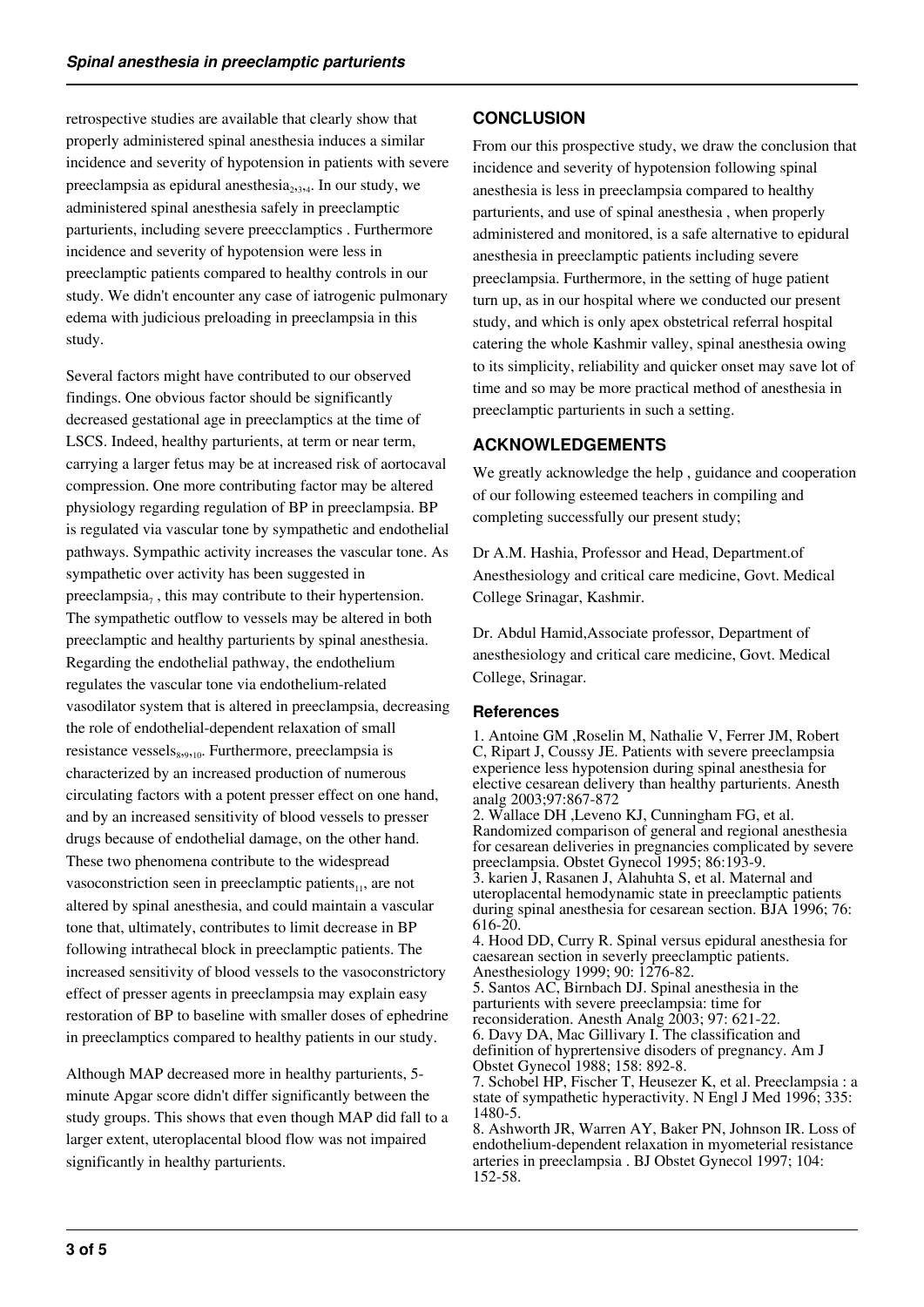retrospective studies are available that clearly show that properly administered spinal anesthesia induces a similar incidence and severity of hypotension in patients with severe preeclampsia as epidural anesthesia[2,3,4]. In our study, we administered spinal anesthesia safely in preeclamptic parturients, including severe preecclamptics . Furthermore incidence and severity of hypotension were less in preeclamptic patients compared to healthy controls in our study. We didn't encounter any case of iatrogenic pulmonary edema with judicious preloading in preeclampsia in this study.

Several factors might have contributed to our observed findings. One obvious factor should be significantly decreased gestational age in preeclamptics at the time of LSCS. Indeed, healthy parturients, at term or near term, carrying a larger fetus may be at increased risk of aortocaval compression. One more contributing factor may be altered physiology regarding regulation of BP in preeclampsia. BP is regulated via vascular tone by sympathetic and endothelial pathways. Sympathetic activity increases the vascular tone. As sympathetic over activity has been suggested in preeclampsia[7] , this may contribute to their hypertension. The sympathetic outflow to vessels may be altered in both preeclamptic and healthy parturients by spinal anesthesia. Regarding the endothelial pathway, the endothelium regulates the vascular tone via endothelium-related vasodilator system that is altered in preeclampsia, decreasing the role of endothelial-dependent relaxation of small resistance vessels[8,9,10]. Furthermore, preeclampsia is characterized by an increased production of numerous circulating factors with a potent presser effect on one hand, and by an increased sensitivity of blood vessels to presser drugs because of endothelial damage, on the other hand. These two phenomena contribute to the widespread vasoconstriction seen in preeclamptic patients[11], are not altered by spinal anesthesia, and could maintain a vascular tone that, ultimately, contributes to limit decrease in BP following intrathecal block in preeclamptic patients. The increased sensitivity of blood vessels to the vasoconstrictory effect of presser agents in preeclampsia may explain easy restoration of BP to baseline with smaller doses of ephedrine in preeclamptics compared to healthy patients in our study.

Although MAP decreased more in healthy parturients, 5-minute Apgar score didn't differ significantly between the study groups. This shows that even though MAP did fall to a larger extent, uteroplacental blood flow was not impaired significantly in healthy parturients.

## CONCLUSION

From our this prospective study, we draw the conclusion that incidence and severity of hypotension following spinal anesthesia is less in preeclampsia compared to healthy parturients, and use of spinal anesthesia , when properly administered and monitored, is a safe alternative to epidural anesthesia in preeclamptic patients including severe preeclampsia. Furthermore, in the setting of huge patient turn up, as in our hospital where we conducted our present study, and which is only apex obstetrical referral hospital catering the whole Kashmir valley, spinal anesthesia owing to its simplicity, reliability and quicker onset may save lot of time and so may be more practical method of anesthesia in preeclamptic parturients in such a setting.

## ACKNOWLEDGEMENTS

We greatly acknowledge the help , guidance and cooperation of our following esteemed teachers in compiling and completing successfully our present study;

Dr A.M. Hashia, Professor and Head, Department.of Anesthesiology and critical care medicine, Govt. Medical College Srinagar, Kashmir.

Dr. Abdul Hamid,Associate professor, Department of anesthesiology and critical care medicine, Govt. Medical College, Srinagar.

### References

1. Antoine GM ,Roselin M, Nathalie V, Ferrer JM, Robert C, Ripart J, Coussy JE. Patients with severe preeclampsia experience less hypotension during spinal anesthesia for elective cesarean delivery than healthy parturients. Anesth analg 2003;97:867-872
2. Wallace DH ,Leveno KJ, Cunningham FG, et al. Randomized comparison of general and regional anesthesia for cesarean deliveries in pregnancies complicated by severe preeclampsia. Obstet Gynecol 1995; 86:193-9.
3. karien J, Rasanen J, Alahuhta S, et al. Maternal and uteroplacental hemodynamic state in preeclamptic patients during spinal anesthesia for cesarean section. BJA 1996; 76: 616-20.
4. Hood DD, Curry R. Spinal versus epidural anesthesia for caesarean section in severly preeclamptic patients. Anesthesiology 1999; 90: 1276-82.
5. Santos AC, Birnbach DJ. Spinal anesthesia in the parturients with severe preeclampsia: time for reconsideration. Anesth Analg 2003; 97: 621-22.
6. Davy DA, Mac Gillivary I. The classification and definition of hyprertensive disoders of pregnancy. Am J Obstet Gynecol 1988; 158: 892-8.
7. Schobel HP, Fischer T, Heusezer K, et al. Preeclampsia : a state of sympathetic hyperactivity. N Engl J Med 1996; 335: 1480-5.
8. Ashworth JR, Warren AY, Baker PN, Johnson IR. Loss of endothelium-dependent relaxation in myometerial resistance arteries in preeclampsia . BJ Obstet Gynecol 1997; 104: 152-58.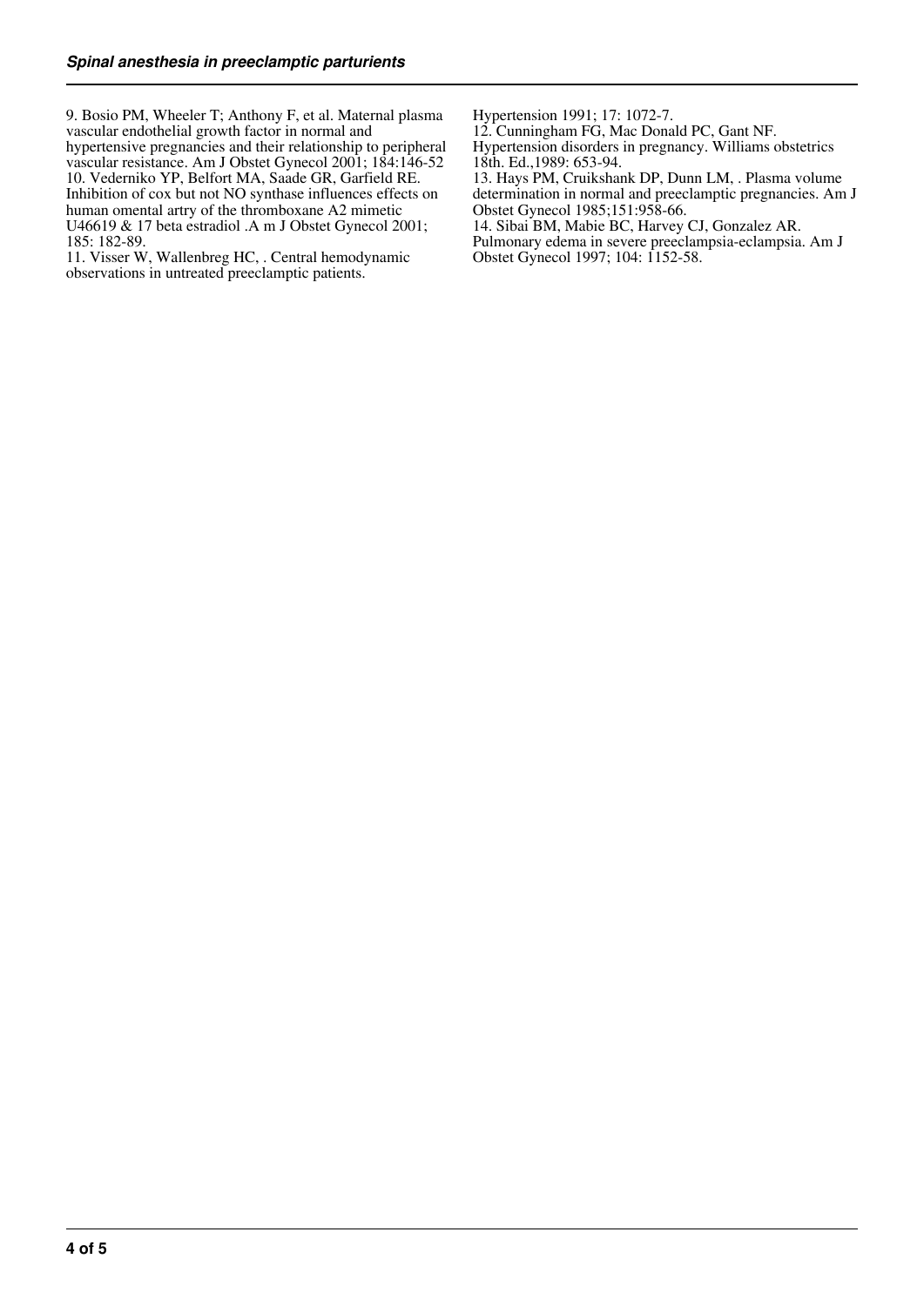9. Bosio PM, Wheeler T; Anthony F, et al. Maternal plasma vascular endothelial growth factor in normal and hypertensive pregnancies and their relationship to peripheral vascular resistance. Am J Obstet Gynecol 2001; 184:146-52

10. Vederniko YP, Belfort MA, Saade GR, Garfield RE. Inhibition of cox but not NO synthase influences effects on human omental artry of the thromboxane A2 mimetic U46619 & 17 beta estradiol .A m J Obstet Gynecol 2001; 185: 182-89.

11. Visser W, Wallenbreg HC, . Central hemodynamic observations in untreated preeclamptic patients. Hypertension 1991; 17: 1072-7.

12. Cunningham FG, Mac Donald PC, Gant NF. Hypertension disorders in pregnancy. Williams obstetrics 18th. Ed.,1989: 653-94.

13. Hays PM, Cruikshank DP, Dunn LM, . Plasma volume determination in normal and preeclamptic pregnancies. Am J Obstet Gynecol 1985;151:958-66.

14. Sibai BM, Mabie BC, Harvey CJ, Gonzalez AR. Pulmonary edema in severe preeclampsia-eclampsia. Am J Obstet Gynecol 1997; 104: 1152-58.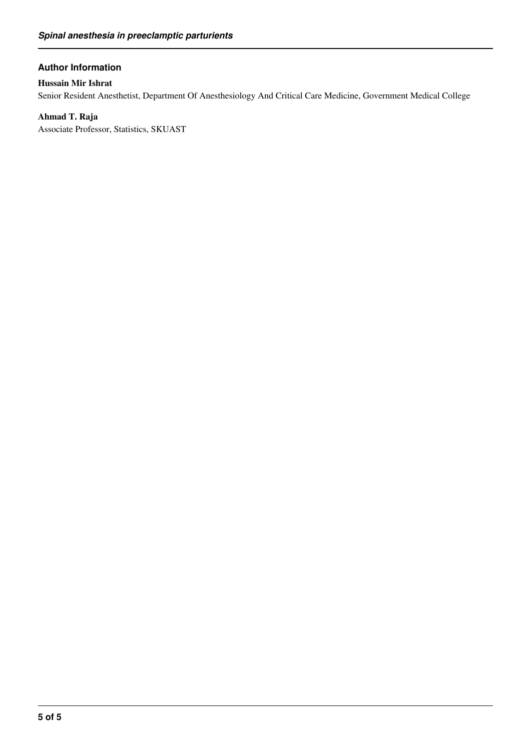## Author Information

**Hussain Mir Ishrat**

Senior Resident Anesthetist, Department Of Anesthesiology And Critical Care Medicine, Government Medical College

**Ahmad T. Raja**

Associate Professor, Statistics, SKUAST